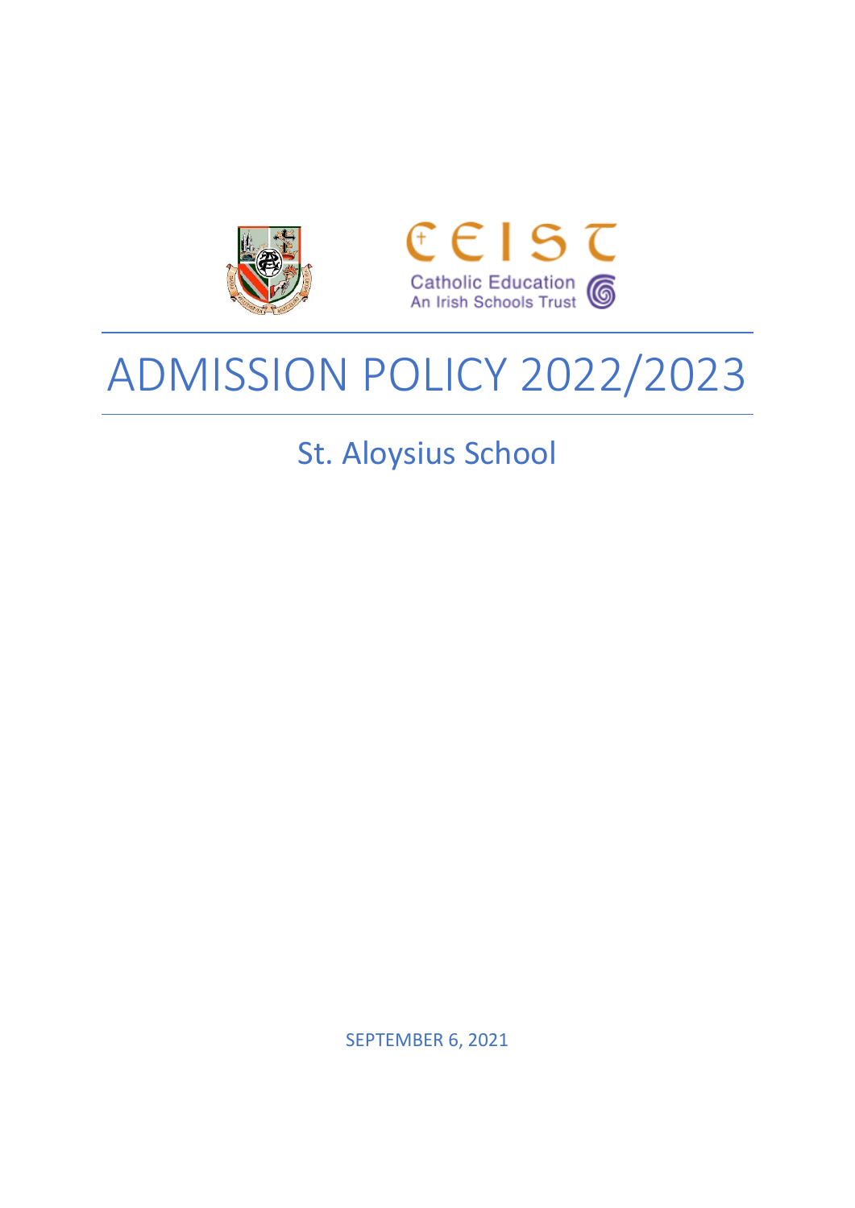CEIST

Catholic Education
An Irish Schools Trust

# ADMISSION POLICY 2022/2023

## St. Aloysius School

SEPTEMBER 6, 2021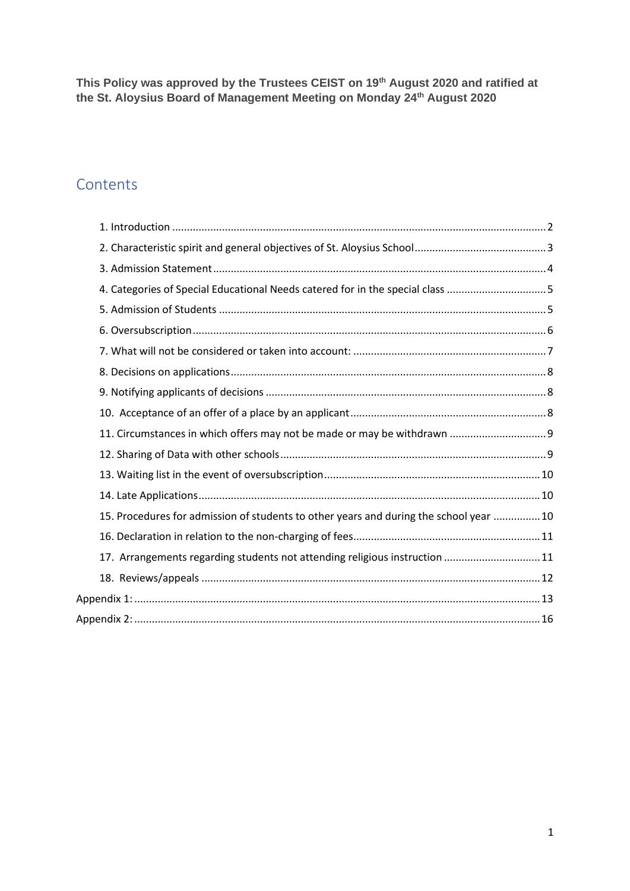**This Policy was approved by the Trustees CEIST on 19th August 2020 and ratified at the St. Aloysius Board of Management Meeting on Monday 24th August 2020**

## Contents

- 1. Introduction ........ 2
- 2. Characteristic spirit and general objectives of St. Aloysius School ........ 3
- 3. Admission Statement ........ 4
- 4. Categories of Special Educational Needs catered for in the special class ........ 5
- 5. Admission of Students ........ 5
- 6. Oversubscription ........ 6
- 7. What will not be considered or taken into account: ........ 7
- 8. Decisions on applications ........ 8
- 9. Notifying applicants of decisions ........ 8
- 10. Acceptance of an offer of a place by an applicant ........ 8
- 11. Circumstances in which offers may not be made or may be withdrawn ........ 9
- 12. Sharing of Data with other schools ........ 9
- 13. Waiting list in the event of oversubscription ........ 10
- 14. Late Applications ........ 10
- 15. Procedures for admission of students to other years and during the school year ........ 10
- 16. Declaration in relation to the non-charging of fees ........ 11
- 17. Arrangements regarding students not attending religious instruction ........ 11
- 18. Reviews/appeals ........ 12

Appendix 1: ........ 13

Appendix 2: ........ 16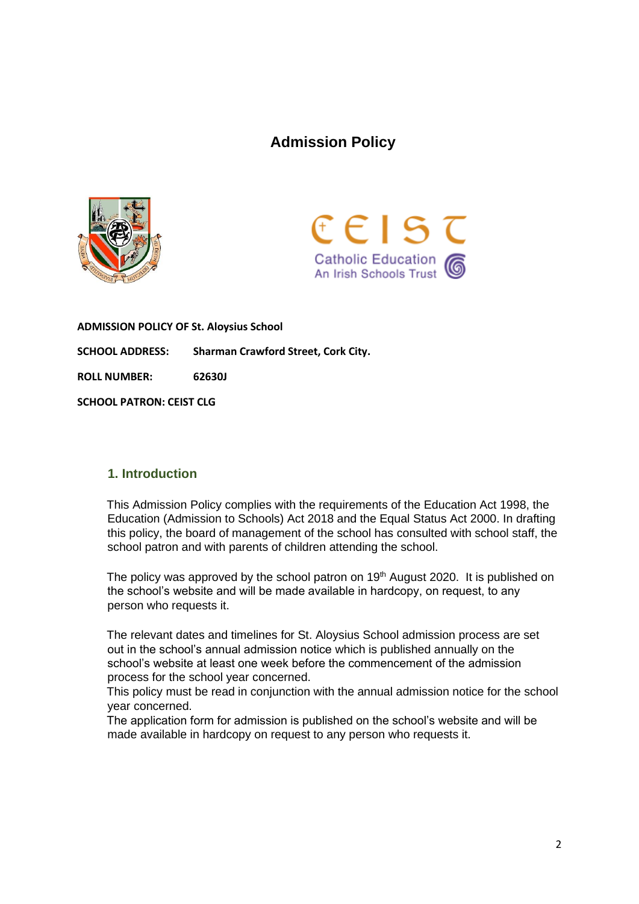# Admission Policy

**ADMISSION POLICY OF St. Aloysius School**

**SCHOOL ADDRESS:** **Sharman Crawford Street, Cork City.**

**ROLL NUMBER:** **62630J**

**SCHOOL PATRON: CEIST CLG**

## 1. Introduction

This Admission Policy complies with the requirements of the Education Act 1998, the Education (Admission to Schools) Act 2018 and the Equal Status Act 2000. In drafting this policy, the board of management of the school has consulted with school staff, the school patron and with parents of children attending the school.

The policy was approved by the school patron on 19th August 2020. It is published on the school's website and will be made available in hardcopy, on request, to any person who requests it.

The relevant dates and timelines for St. Aloysius School admission process are set out in the school's annual admission notice which is published annually on the school's website at least one week before the commencement of the admission process for the school year concerned.
This policy must be read in conjunction with the annual admission notice for the school year concerned.
The application form for admission is published on the school's website and will be made available in hardcopy on request to any person who requests it.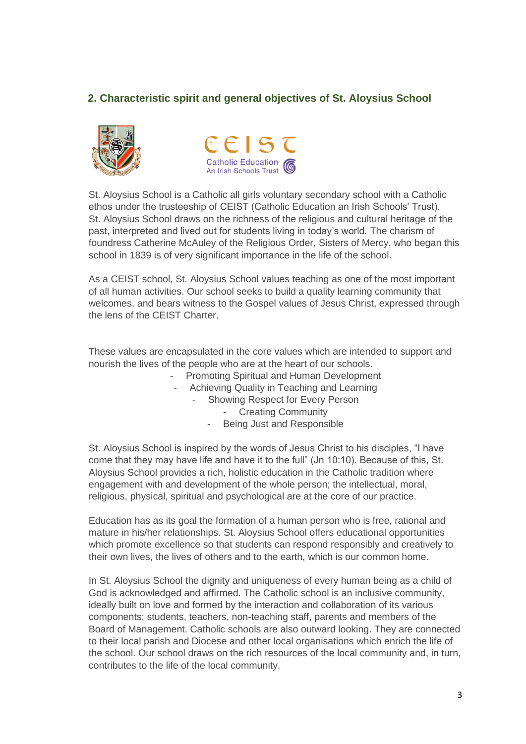## 2. Characteristic spirit and general objectives of St. Aloysius School

St. Aloysius School is a Catholic all girls voluntary secondary school with a Catholic ethos under the trusteeship of CEIST (Catholic Education an Irish Schools' Trust). St. Aloysius School draws on the richness of the religious and cultural heritage of the past, interpreted and lived out for students living in today's world. The charism of foundress Catherine McAuley of the Religious Order, Sisters of Mercy, who began this school in 1839 is of very significant importance in the life of the school.

As a CEIST school, St. Aloysius School values teaching as one of the most important of all human activities. Our school seeks to build a quality learning community that welcomes, and bears witness to the Gospel values of Jesus Christ, expressed through the lens of the CEIST Charter.

These values are encapsulated in the core values which are intended to support and nourish the lives of the people who are at the heart of our schools.

- Promoting Spiritual and Human Development
- Achieving Quality in Teaching and Learning
- Showing Respect for Every Person
- Creating Community
- Being Just and Responsible

St. Aloysius School is inspired by the words of Jesus Christ to his disciples, "I have come that they may have life and have it to the full" (Jn 10:10). Because of this, St. Aloysius School provides a rich, holistic education in the Catholic tradition where engagement with and development of the whole person; the intellectual, moral, religious, physical, spiritual and psychological are at the core of our practice.

Education has as its goal the formation of a human person who is free, rational and mature in his/her relationships. St. Aloysius School offers educational opportunities which promote excellence so that students can respond responsibly and creatively to their own lives, the lives of others and to the earth, which is our common home.

In St. Aloysius School the dignity and uniqueness of every human being as a child of God is acknowledged and affirmed. The Catholic school is an inclusive community, ideally built on love and formed by the interaction and collaboration of its various components: students, teachers, non-teaching staff, parents and members of the Board of Management. Catholic schools are also outward looking. They are connected to their local parish and Diocese and other local organisations which enrich the life of the school. Our school draws on the rich resources of the local community and, in turn, contributes to the life of the local community.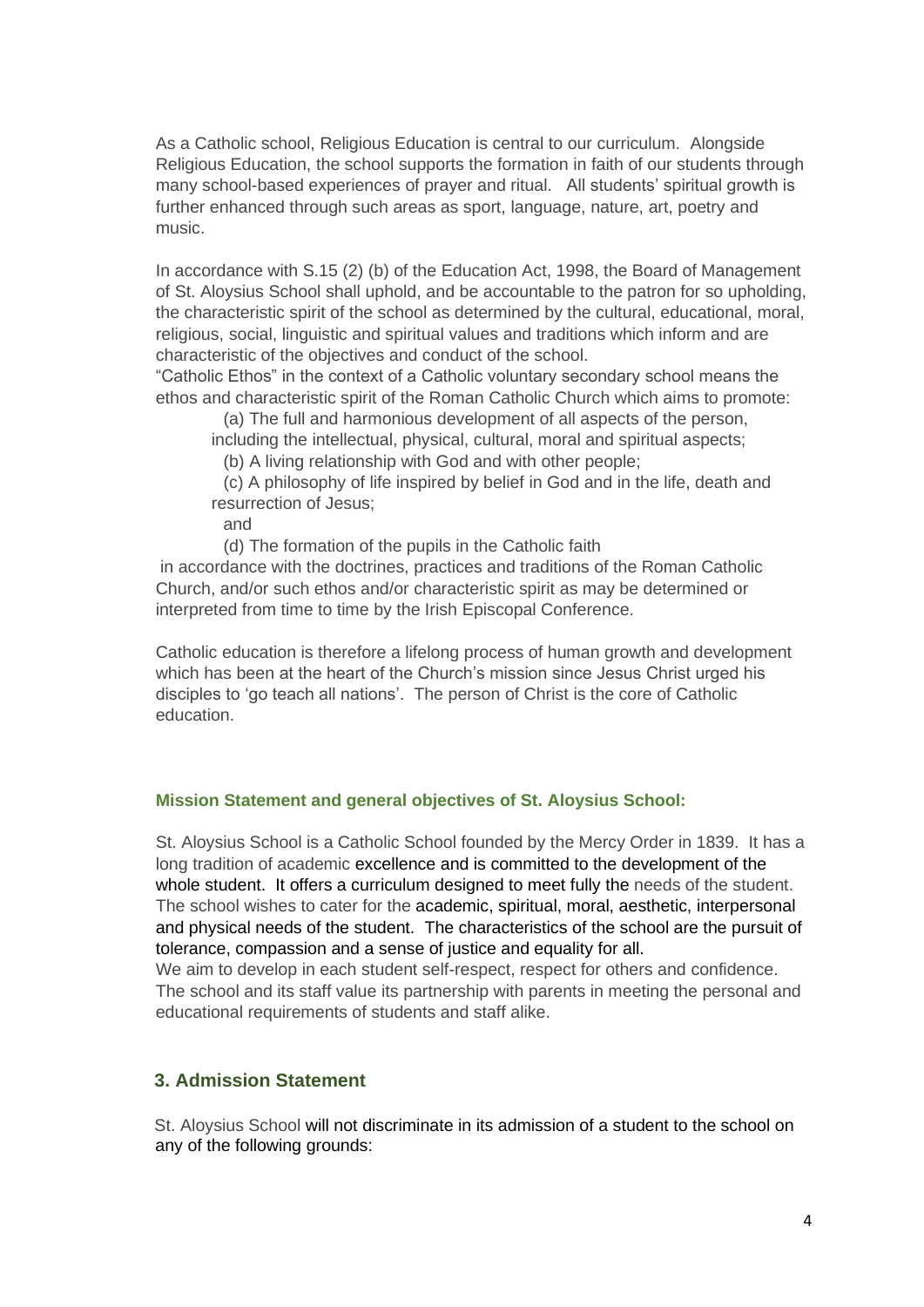As a Catholic school, Religious Education is central to our curriculum. Alongside Religious Education, the school supports the formation in faith of our students through many school-based experiences of prayer and ritual. All students' spiritual growth is further enhanced through such areas as sport, language, nature, art, poetry and music.

In accordance with S.15 (2) (b) of the Education Act, 1998, the Board of Management of St. Aloysius School shall uphold, and be accountable to the patron for so upholding, the characteristic spirit of the school as determined by the cultural, educational, moral, religious, social, linguistic and spiritual values and traditions which inform and are characteristic of the objectives and conduct of the school.
"Catholic Ethos" in the context of a Catholic voluntary secondary school means the ethos and characteristic spirit of the Roman Catholic Church which aims to promote:

> (a) The full and harmonious development of all aspects of the person, including the intellectual, physical, cultural, moral and spiritual aspects;
>
> (b) A living relationship with God and with other people;
>
> (c) A philosophy of life inspired by belief in God and in the life, death and resurrection of Jesus;
>
> and
>
> (d) The formation of the pupils in the Catholic faith

in accordance with the doctrines, practices and traditions of the Roman Catholic Church, and/or such ethos and/or characteristic spirit as may be determined or interpreted from time to time by the Irish Episcopal Conference.

Catholic education is therefore a lifelong process of human growth and development which has been at the heart of the Church's mission since Jesus Christ urged his disciples to 'go teach all nations'. The person of Christ is the core of Catholic education.

**Mission Statement and general objectives of St. Aloysius School:**

St. Aloysius School is a Catholic School founded by the Mercy Order in 1839. It has a long tradition of academic excellence and is committed to the development of the whole student. It offers a curriculum designed to meet fully the needs of the student. The school wishes to cater for the academic, spiritual, moral, aesthetic, interpersonal and physical needs of the student. The characteristics of the school are the pursuit of tolerance, compassion and a sense of justice and equality for all.
We aim to develop in each student self-respect, respect for others and confidence. The school and its staff value its partnership with parents in meeting the personal and educational requirements of students and staff alike.

## 3. Admission Statement

St. Aloysius School will not discriminate in its admission of a student to the school on any of the following grounds: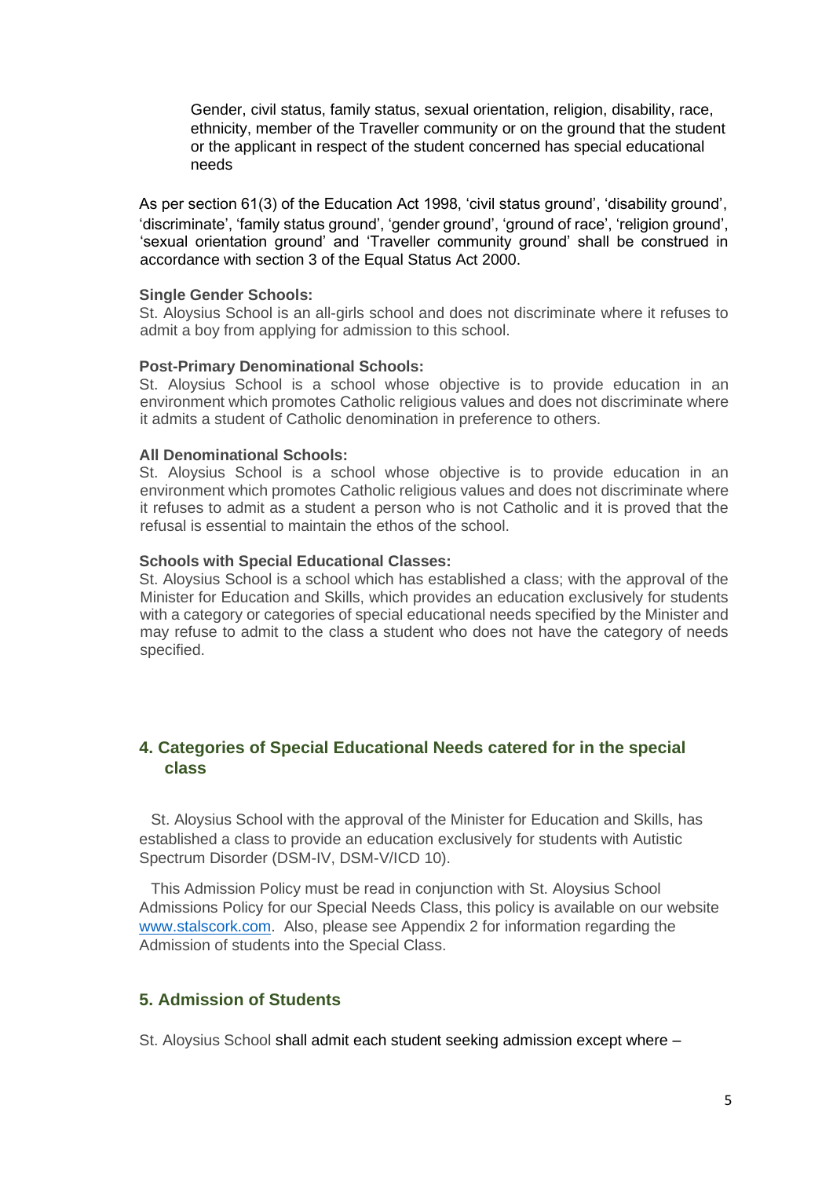Gender, civil status, family status, sexual orientation, religion, disability, race, ethnicity, member of the Traveller community or on the ground that the student or the applicant in respect of the student concerned has special educational needs

As per section 61(3) of the Education Act 1998, 'civil status ground', 'disability ground', 'discriminate', 'family status ground', 'gender ground', 'ground of race', 'religion ground', 'sexual orientation ground' and 'Traveller community ground' shall be construed in accordance with section 3 of the Equal Status Act 2000.

**Single Gender Schools:**
St. Aloysius School is an all-girls school and does not discriminate where it refuses to admit a boy from applying for admission to this school.

**Post-Primary Denominational Schools:**
St. Aloysius School is a school whose objective is to provide education in an environment which promotes Catholic religious values and does not discriminate where it admits a student of Catholic denomination in preference to others.

**All Denominational Schools:**
St. Aloysius School is a school whose objective is to provide education in an environment which promotes Catholic religious values and does not discriminate where it refuses to admit as a student a person who is not Catholic and it is proved that the refusal is essential to maintain the ethos of the school.

**Schools with Special Educational Classes:**
St. Aloysius School is a school which has established a class; with the approval of the Minister for Education and Skills, which provides an education exclusively for students with a category or categories of special educational needs specified by the Minister and may refuse to admit to the class a student who does not have the category of needs specified.

## 4. Categories of Special Educational Needs catered for in the special class

St. Aloysius School with the approval of the Minister for Education and Skills, has established a class to provide an education exclusively for students with Autistic Spectrum Disorder (DSM-IV, DSM-V/ICD 10).

This Admission Policy must be read in conjunction with St. Aloysius School Admissions Policy for our Special Needs Class, this policy is available on our website www.stalscork.com. Also, please see Appendix 2 for information regarding the Admission of students into the Special Class.

## 5. Admission of Students

St. Aloysius School shall admit each student seeking admission except where –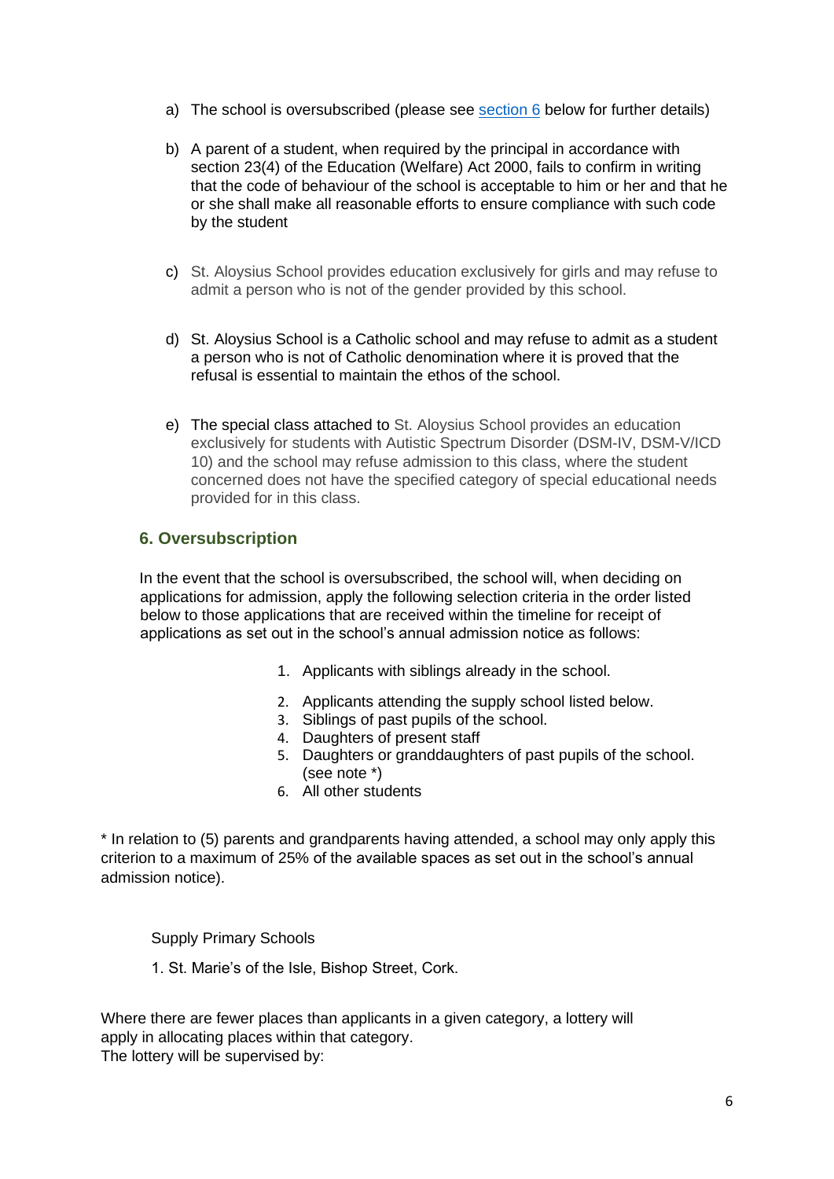a) The school is oversubscribed (please see [section 6](#) below for further details)

b) A parent of a student, when required by the principal in accordance with section 23(4) of the Education (Welfare) Act 2000, fails to confirm in writing that the code of behaviour of the school is acceptable to him or her and that he or she shall make all reasonable efforts to ensure compliance with such code by the student

c) St. Aloysius School provides education exclusively for girls and may refuse to admit a person who is not of the gender provided by this school.

d) St. Aloysius School is a Catholic school and may refuse to admit as a student a person who is not of Catholic denomination where it is proved that the refusal is essential to maintain the ethos of the school.

e) The special class attached to St. Aloysius School provides an education exclusively for students with Autistic Spectrum Disorder (DSM-IV, DSM-V/ICD 10) and the school may refuse admission to this class, where the student concerned does not have the specified category of special educational needs provided for in this class.

## 6. Oversubscription

In the event that the school is oversubscribed, the school will, when deciding on applications for admission, apply the following selection criteria in the order listed below to those applications that are received within the timeline for receipt of applications as set out in the school's annual admission notice as follows:

1. Applicants with siblings already in the school.
2. Applicants attending the supply school listed below.
3. Siblings of past pupils of the school.
4. Daughters of present staff
5. Daughters or granddaughters of past pupils of the school. (see note *)
6. All other students

* In relation to (5) parents and grandparents having attended, a school may only apply this criterion to a maximum of 25% of the available spaces as set out in the school's annual admission notice).

Supply Primary Schools

1. St. Marie's of the Isle, Bishop Street, Cork.

Where there are fewer places than applicants in a given category, a lottery will apply in allocating places within that category.
The lottery will be supervised by: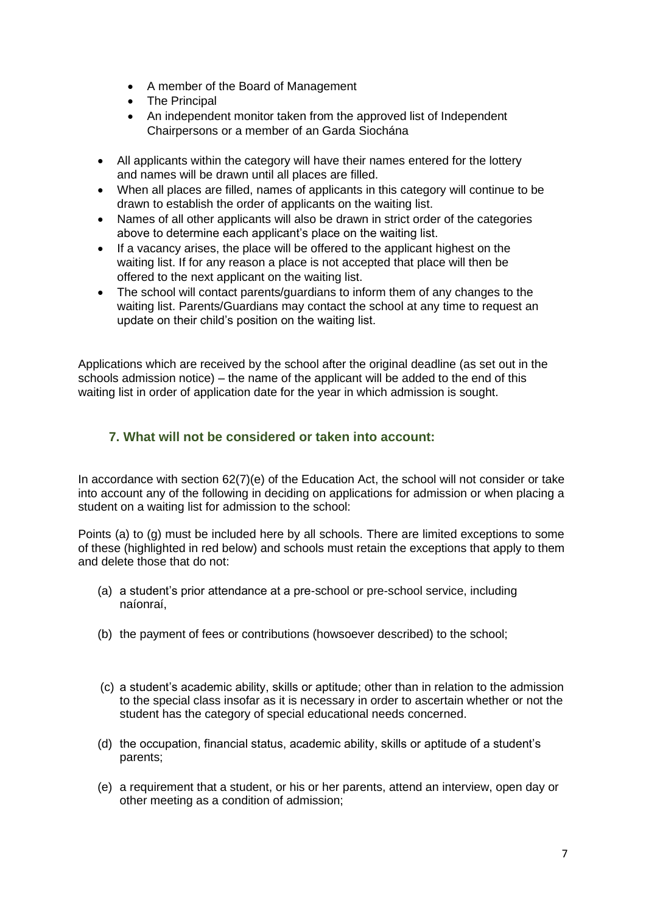- A member of the Board of Management
- The Principal
- An independent monitor taken from the approved list of Independent Chairpersons or a member of an Garda Siochána

- All applicants within the category will have their names entered for the lottery and names will be drawn until all places are filled.
- When all places are filled, names of applicants in this category will continue to be drawn to establish the order of applicants on the waiting list.
- Names of all other applicants will also be drawn in strict order of the categories above to determine each applicant's place on the waiting list.
- If a vacancy arises, the place will be offered to the applicant highest on the waiting list. If for any reason a place is not accepted that place will then be offered to the next applicant on the waiting list.
- The school will contact parents/guardians to inform them of any changes to the waiting list. Parents/Guardians may contact the school at any time to request an update on their child's position on the waiting list.

Applications which are received by the school after the original deadline (as set out in the schools admission notice) – the name of the applicant will be added to the end of this waiting list in order of application date for the year in which admission is sought.

## 7. What will not be considered or taken into account:

In accordance with section 62(7)(e) of the Education Act, the school will not consider or take into account any of the following in deciding on applications for admission or when placing a student on a waiting list for admission to the school:

Points (a) to (g) must be included here by all schools. There are limited exceptions to some of these (highlighted in red below) and schools must retain the exceptions that apply to them and delete those that do not:

(a) a student's prior attendance at a pre-school or pre-school service, including naíonraí,

(b) the payment of fees or contributions (howsoever described) to the school;

(c) a student's academic ability, skills or aptitude; other than in relation to the admission to the special class insofar as it is necessary in order to ascertain whether or not the student has the category of special educational needs concerned.

(d) the occupation, financial status, academic ability, skills or aptitude of a student's parents;

(e) a requirement that a student, or his or her parents, attend an interview, open day or other meeting as a condition of admission;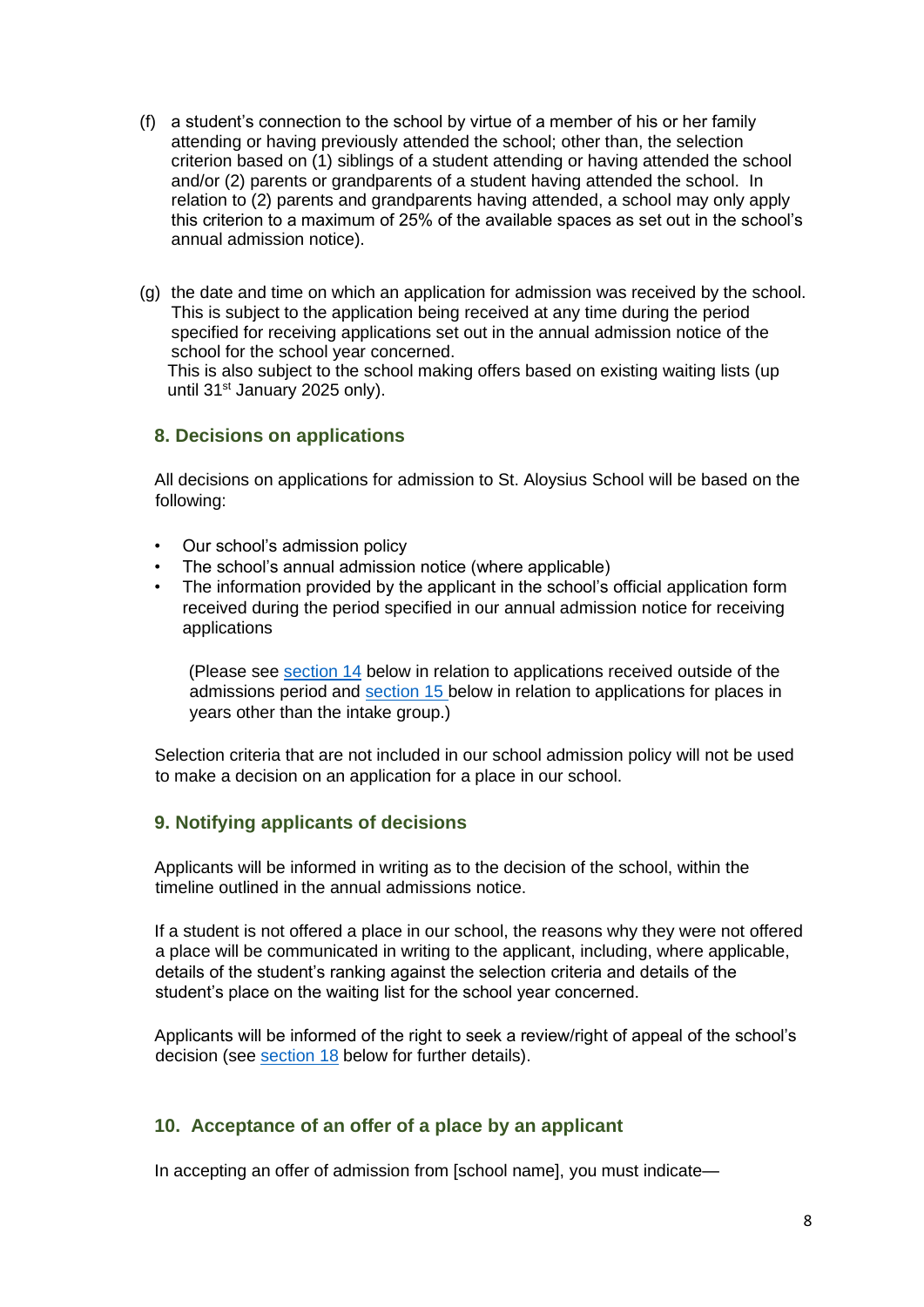(f) a student's connection to the school by virtue of a member of his or her family attending or having previously attended the school; other than, the selection criterion based on (1) siblings of a student attending or having attended the school and/or (2) parents or grandparents of a student having attended the school. In relation to (2) parents and grandparents having attended, a school may only apply this criterion to a maximum of 25% of the available spaces as set out in the school's annual admission notice).

(g) the date and time on which an application for admission was received by the school. This is subject to the application being received at any time during the period specified for receiving applications set out in the annual admission notice of the school for the school year concerned.
This is also subject to the school making offers based on existing waiting lists (up until 31st January 2025 only).

## 8. Decisions on applications

All decisions on applications for admission to St. Aloysius School will be based on the following:

- Our school's admission policy
- The school's annual admission notice (where applicable)
- The information provided by the applicant in the school's official application form received during the period specified in our annual admission notice for receiving applications

(Please see section 14 below in relation to applications received outside of the admissions period and section 15 below in relation to applications for places in years other than the intake group.)

Selection criteria that are not included in our school admission policy will not be used to make a decision on an application for a place in our school.

## 9. Notifying applicants of decisions

Applicants will be informed in writing as to the decision of the school, within the timeline outlined in the annual admissions notice.

If a student is not offered a place in our school, the reasons why they were not offered a place will be communicated in writing to the applicant, including, where applicable, details of the student's ranking against the selection criteria and details of the student's place on the waiting list for the school year concerned.

Applicants will be informed of the right to seek a review/right of appeal of the school's decision (see section 18 below for further details).

## 10. Acceptance of an offer of a place by an applicant

In accepting an offer of admission from [school name], you must indicate—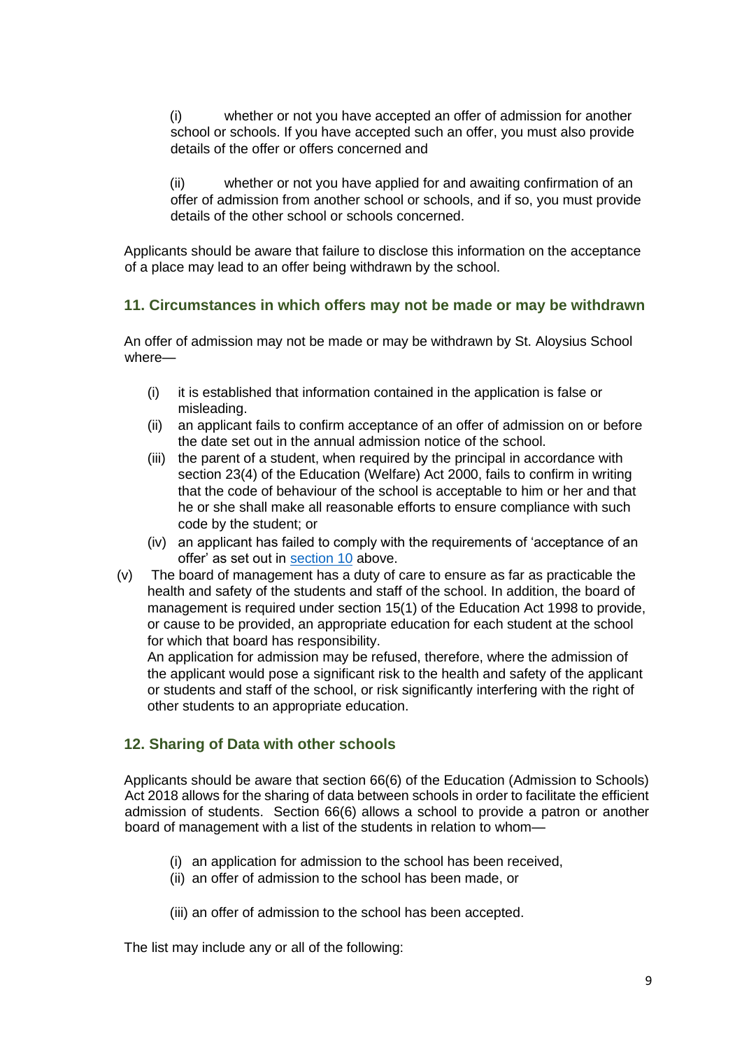(i) whether or not you have accepted an offer of admission for another school or schools. If you have accepted such an offer, you must also provide details of the offer or offers concerned and

(ii) whether or not you have applied for and awaiting confirmation of an offer of admission from another school or schools, and if so, you must provide details of the other school or schools concerned.

Applicants should be aware that failure to disclose this information on the acceptance of a place may lead to an offer being withdrawn by the school.

## 11. Circumstances in which offers may not be made or may be withdrawn

An offer of admission may not be made or may be withdrawn by St. Aloysius School where—

(i) it is established that information contained in the application is false or misleading.
(ii) an applicant fails to confirm acceptance of an offer of admission on or before the date set out in the annual admission notice of the school.
(iii) the parent of a student, when required by the principal in accordance with section 23(4) of the Education (Welfare) Act 2000, fails to confirm in writing that the code of behaviour of the school is acceptable to him or her and that he or she shall make all reasonable efforts to ensure compliance with such code by the student; or
(iv) an applicant has failed to comply with the requirements of 'acceptance of an offer' as set out in section 10 above.
(v) The board of management has a duty of care to ensure as far as practicable the health and safety of the students and staff of the school. In addition, the board of management is required under section 15(1) of the Education Act 1998 to provide, or cause to be provided, an appropriate education for each student at the school for which that board has responsibility.
An application for admission may be refused, therefore, where the admission of the applicant would pose a significant risk to the health and safety of the applicant or students and staff of the school, or risk significantly interfering with the right of other students to an appropriate education.

## 12. Sharing of Data with other schools

Applicants should be aware that section 66(6) of the Education (Admission to Schools) Act 2018 allows for the sharing of data between schools in order to facilitate the efficient admission of students. Section 66(6) allows a school to provide a patron or another board of management with a list of the students in relation to whom—

(i) an application for admission to the school has been received,
(ii) an offer of admission to the school has been made, or
(iii) an offer of admission to the school has been accepted.

The list may include any or all of the following: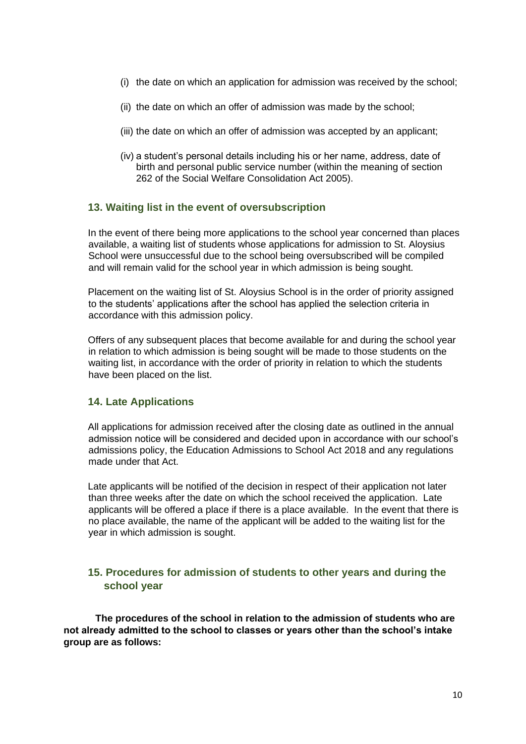(i) the date on which an application for admission was received by the school;

(ii) the date on which an offer of admission was made by the school;

(iii) the date on which an offer of admission was accepted by an applicant;

(iv) a student's personal details including his or her name, address, date of birth and personal public service number (within the meaning of section 262 of the Social Welfare Consolidation Act 2005).

## 13. Waiting list in the event of oversubscription

In the event of there being more applications to the school year concerned than places available, a waiting list of students whose applications for admission to St. Aloysius School were unsuccessful due to the school being oversubscribed will be compiled and will remain valid for the school year in which admission is being sought.

Placement on the waiting list of St. Aloysius School is in the order of priority assigned to the students' applications after the school has applied the selection criteria in accordance with this admission policy.

Offers of any subsequent places that become available for and during the school year in relation to which admission is being sought will be made to those students on the waiting list, in accordance with the order of priority in relation to which the students have been placed on the list.

## 14. Late Applications

All applications for admission received after the closing date as outlined in the annual admission notice will be considered and decided upon in accordance with our school's admissions policy, the Education Admissions to School Act 2018 and any regulations made under that Act.

Late applicants will be notified of the decision in respect of their application not later than three weeks after the date on which the school received the application. Late applicants will be offered a place if there is a place available. In the event that there is no place available, the name of the applicant will be added to the waiting list for the year in which admission is sought.

## 15. Procedures for admission of students to other years and during the school year

**The procedures of the school in relation to the admission of students who are not already admitted to the school to classes or years other than the school's intake group are as follows:**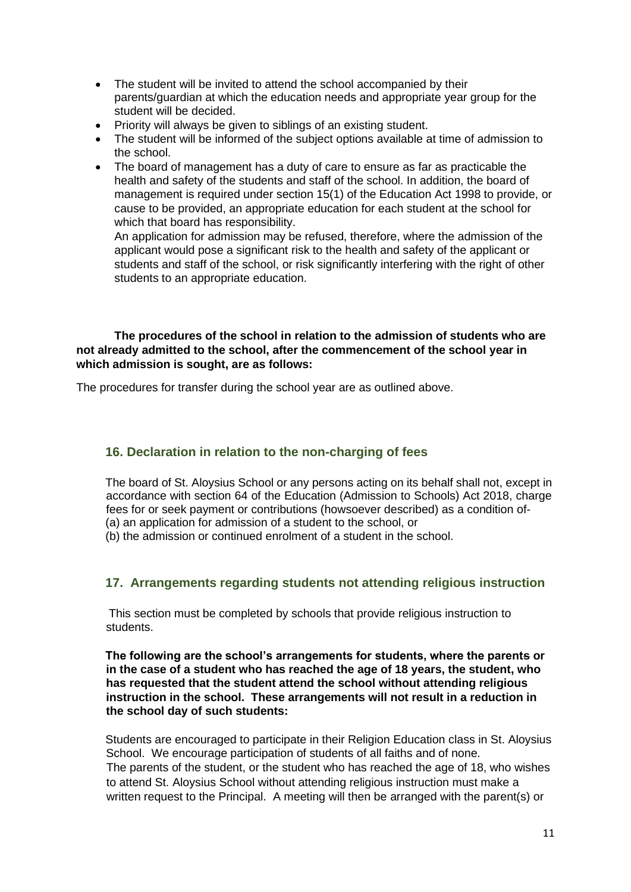- The student will be invited to attend the school accompanied by their parents/guardian at which the education needs and appropriate year group for the student will be decided.
- Priority will always be given to siblings of an existing student.
- The student will be informed of the subject options available at time of admission to the school.
- The board of management has a duty of care to ensure as far as practicable the health and safety of the students and staff of the school. In addition, the board of management is required under section 15(1) of the Education Act 1998 to provide, or cause to be provided, an appropriate education for each student at the school for which that board has responsibility.

  An application for admission may be refused, therefore, where the admission of the applicant would pose a significant risk to the health and safety of the applicant or students and staff of the school, or risk significantly interfering with the right of other students to an appropriate education.

**The procedures of the school in relation to the admission of students who are not already admitted to the school, after the commencement of the school year in which admission is sought, are as follows:**

The procedures for transfer during the school year are as outlined above.

## 16. Declaration in relation to the non-charging of fees

The board of St. Aloysius School or any persons acting on its behalf shall not, except in accordance with section 64 of the Education (Admission to Schools) Act 2018, charge fees for or seek payment or contributions (howsoever described) as a condition of-
(a) an application for admission of a student to the school, or
(b) the admission or continued enrolment of a student in the school.

## 17. Arrangements regarding students not attending religious instruction

This section must be completed by schools that provide religious instruction to students.

**The following are the school's arrangements for students, where the parents or in the case of a student who has reached the age of 18 years, the student, who has requested that the student attend the school without attending religious instruction in the school. These arrangements will not result in a reduction in the school day of such students:**

Students are encouraged to participate in their Religion Education class in St. Aloysius School. We encourage participation of students of all faiths and of none.
The parents of the student, or the student who has reached the age of 18, who wishes to attend St. Aloysius School without attending religious instruction must make a written request to the Principal. A meeting will then be arranged with the parent(s) or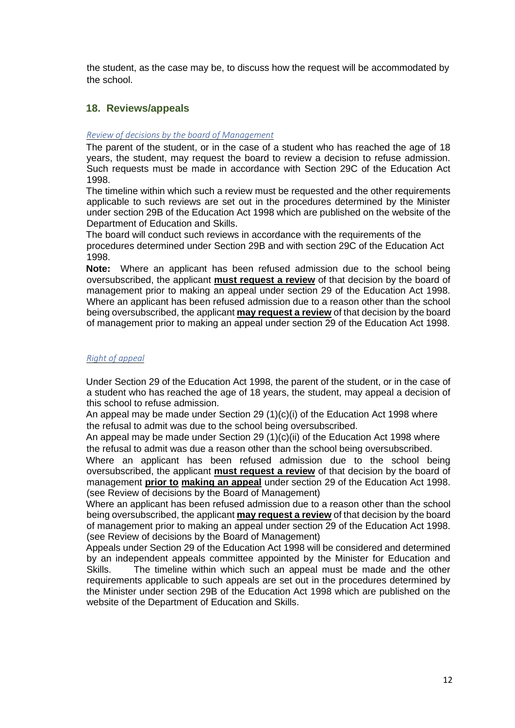the student, as the case may be, to discuss how the request will be accommodated by the school.

## 18. Reviews/appeals

*Review of decisions by the board of Management*

The parent of the student, or in the case of a student who has reached the age of 18 years, the student, may request the board to review a decision to refuse admission. Such requests must be made in accordance with Section 29C of the Education Act 1998.

The timeline within which such a review must be requested and the other requirements applicable to such reviews are set out in the procedures determined by the Minister under section 29B of the Education Act 1998 which are published on the website of the Department of Education and Skills.

The board will conduct such reviews in accordance with the requirements of the procedures determined under Section 29B and with section 29C of the Education Act 1998.

**Note:** Where an applicant has been refused admission due to the school being oversubscribed, the applicant **must request a review** of that decision by the board of management prior to making an appeal under section 29 of the Education Act 1998. Where an applicant has been refused admission due to a reason other than the school being oversubscribed, the applicant **may request a review** of that decision by the board of management prior to making an appeal under section 29 of the Education Act 1998.

*Right of appeal*

Under Section 29 of the Education Act 1998, the parent of the student, or in the case of a student who has reached the age of 18 years, the student, may appeal a decision of this school to refuse admission.

An appeal may be made under Section 29 (1)(c)(i) of the Education Act 1998 where the refusal to admit was due to the school being oversubscribed.

An appeal may be made under Section 29 (1)(c)(ii) of the Education Act 1998 where the refusal to admit was due a reason other than the school being oversubscribed.

Where an applicant has been refused admission due to the school being oversubscribed, the applicant **must request a review** of that decision by the board of management **prior to making an appeal** under section 29 of the Education Act 1998. (see Review of decisions by the Board of Management)

Where an applicant has been refused admission due to a reason other than the school being oversubscribed, the applicant **may request a review** of that decision by the board of management prior to making an appeal under section 29 of the Education Act 1998. (see Review of decisions by the Board of Management)

Appeals under Section 29 of the Education Act 1998 will be considered and determined by an independent appeals committee appointed by the Minister for Education and Skills. The timeline within which such an appeal must be made and the other requirements applicable to such appeals are set out in the procedures determined by the Minister under section 29B of the Education Act 1998 which are published on the website of the Department of Education and Skills.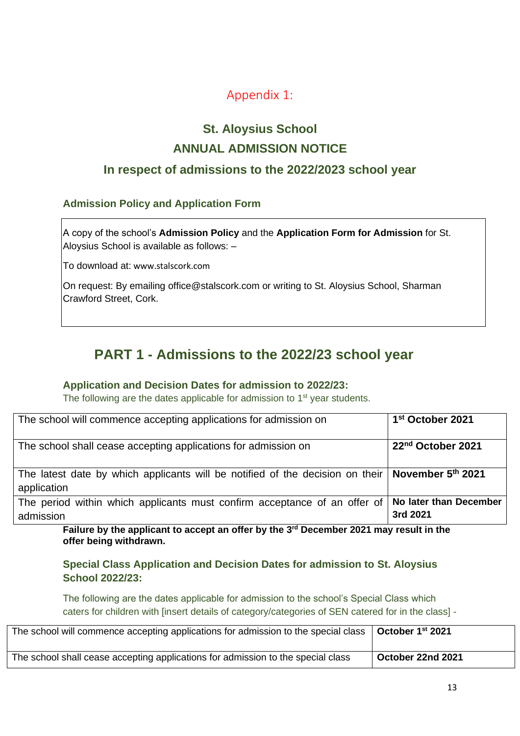## Appendix 1:

# St. Aloysius School

# ANNUAL ADMISSION NOTICE

## In respect of admissions to the 2022/2023 school year

### Admission Policy and Application Form

A copy of the school's **Admission Policy** and the **Application Form for Admission** for St. Aloysius School is available as follows: –

To download at: www.stalscork.com

On request: By emailing office@stalscork.com or writing to St. Aloysius School, Sharman Crawford Street, Cork.

## PART 1 - Admissions to the 2022/23 school year

### Application and Decision Dates for admission to 2022/23:

The following are the dates applicable for admission to 1st year students.

| | |
|---|---|
| The school will commence accepting applications for admission on | **1st October 2021** |
| The school shall cease accepting applications for admission on | **22nd October 2021** |
| The latest date by which applicants will be notified of the decision on their application | **November 5th 2021** |
| The period within which applicants must confirm acceptance of an offer of admission | **No later than December 3rd 2021** |

**Failure by the applicant to accept an offer by the 3rd December 2021 may result in the offer being withdrawn.**

### Special Class Application and Decision Dates for admission to St. Aloysius School 2022/23:

The following are the dates applicable for admission to the school's Special Class which caters for children with [insert details of category/categories of SEN catered for in the class] -

| | |
|---|---|
| The school will commence accepting applications for admission to the special class | **October 1st 2021** |
| The school shall cease accepting applications for admission to the special class | **October 22nd 2021** |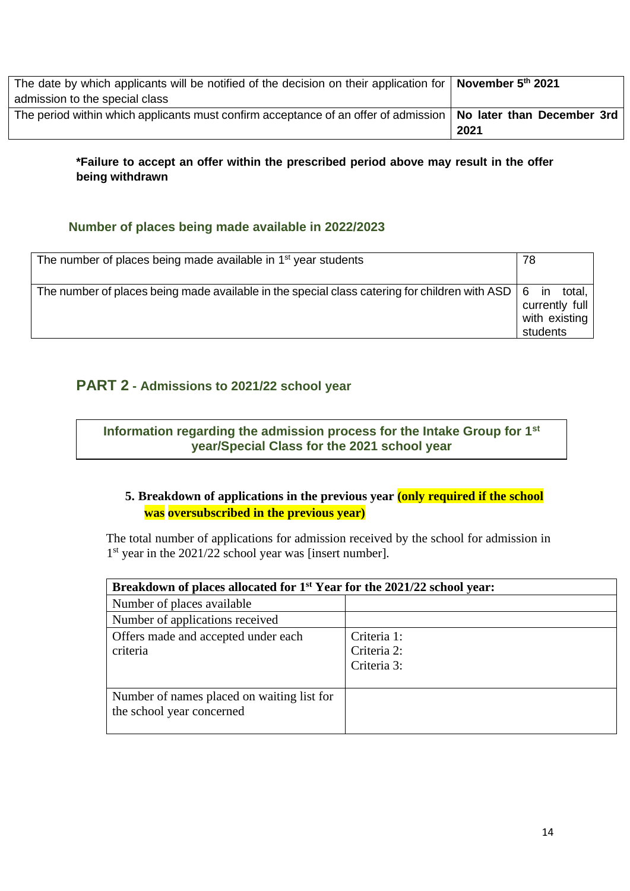| | |
|---|---|
| The date by which applicants will be notified of the decision on their application for admission to the special class | **November 5th 2021** |
| The period within which applicants must confirm acceptance of an offer of admission | **No later than December 3rd 2021** |

***Failure to accept an offer within the prescribed period above may result in the offer being withdrawn**

### Number of places being made available in 2022/2023

| | |
|---|---|
| The number of places being made available in 1st year students | 78 |
| The number of places being made available in the special class catering for children with ASD | 6 in total, currently full with existing students |

## PART 2 - Admissions to 2021/22 school year

**Information regarding the admission process for the Intake Group for 1st year/Special Class for the 2021 school year**

**5. Breakdown of applications in the previous year (only required if the school was oversubscribed in the previous year)**

The total number of applications for admission received by the school for admission in 1st year in the 2021/22 school year was [insert number].

| **Breakdown of places allocated for 1st Year for the 2021/22 school year:** | |
|---|---|
| Number of places available | |
| Number of applications received | |
| Offers made and accepted under each criteria | Criteria 1:<br>Criteria 2:<br>Criteria 3: |
| Number of names placed on waiting list for the school year concerned | |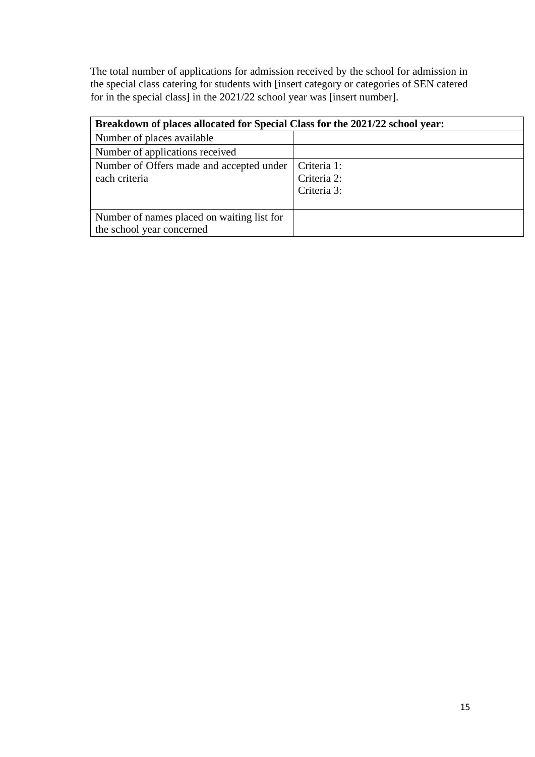The total number of applications for admission received by the school for admission in the special class catering for students with [insert category or categories of SEN catered for in the special class] in the 2021/22 school year was [insert number].

| **Breakdown of places allocated for Special Class for the 2021/22 school year:** | |
|---|---|
| Number of places available | |
| Number of applications received | |
| Number of Offers made and accepted under each criteria | Criteria 1:<br>Criteria 2:<br>Criteria 3: |
| Number of names placed on waiting list for the school year concerned | |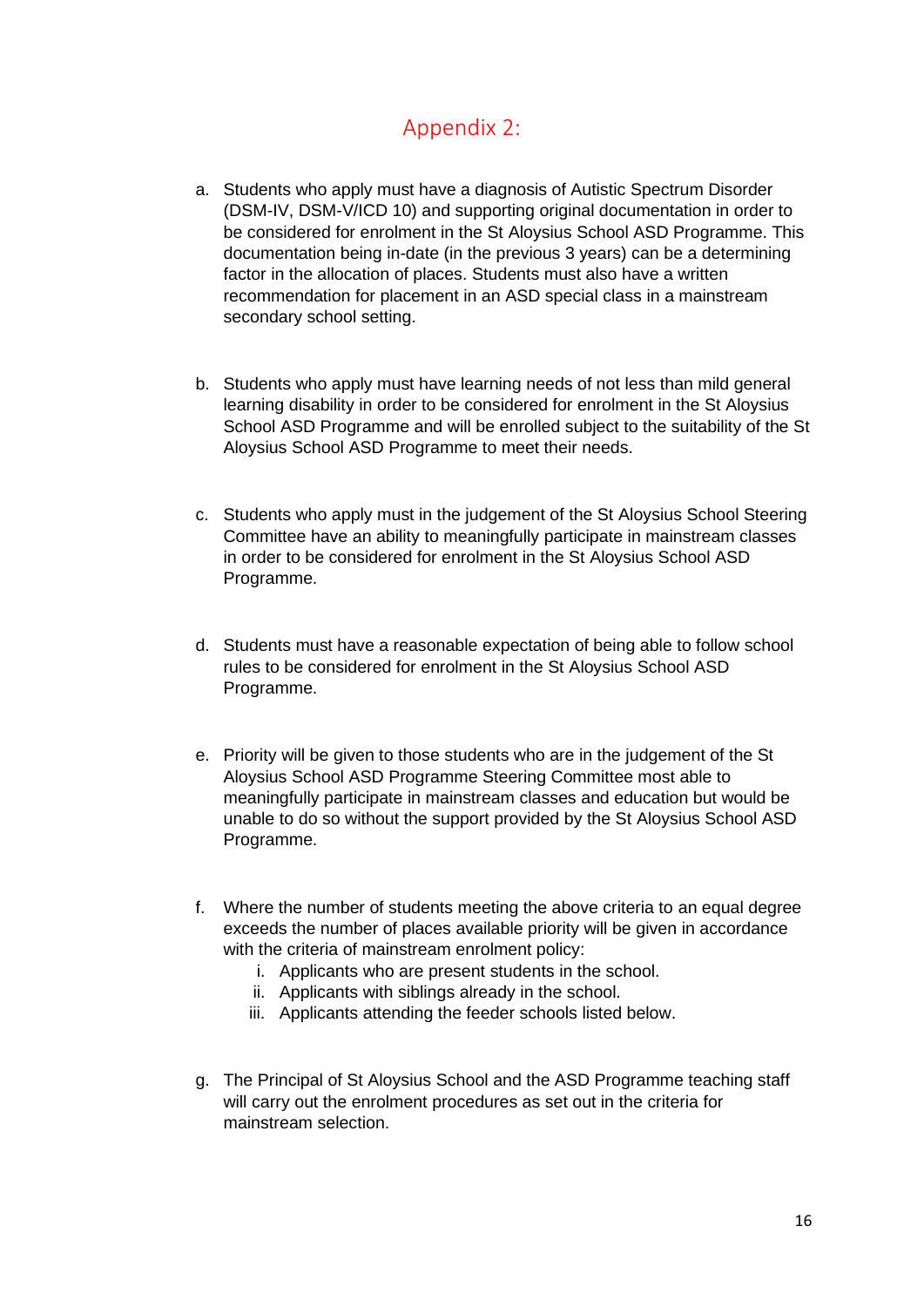## Appendix 2:

a. Students who apply must have a diagnosis of Autistic Spectrum Disorder (DSM-IV, DSM-V/ICD 10) and supporting original documentation in order to be considered for enrolment in the St Aloysius School ASD Programme. This documentation being in-date (in the previous 3 years) can be a determining factor in the allocation of places. Students must also have a written recommendation for placement in an ASD special class in a mainstream secondary school setting.

b. Students who apply must have learning needs of not less than mild general learning disability in order to be considered for enrolment in the St Aloysius School ASD Programme and will be enrolled subject to the suitability of the St Aloysius School ASD Programme to meet their needs.

c. Students who apply must in the judgement of the St Aloysius School Steering Committee have an ability to meaningfully participate in mainstream classes in order to be considered for enrolment in the St Aloysius School ASD Programme.

d. Students must have a reasonable expectation of being able to follow school rules to be considered for enrolment in the St Aloysius School ASD Programme.

e. Priority will be given to those students who are in the judgement of the St Aloysius School ASD Programme Steering Committee most able to meaningfully participate in mainstream classes and education but would be unable to do so without the support provided by the St Aloysius School ASD Programme.

f. Where the number of students meeting the above criteria to an equal degree exceeds the number of places available priority will be given in accordance with the criteria of mainstream enrolment policy:
   i. Applicants who are present students in the school.
   ii. Applicants with siblings already in the school.
   iii. Applicants attending the feeder schools listed below.

g. The Principal of St Aloysius School and the ASD Programme teaching staff will carry out the enrolment procedures as set out in the criteria for mainstream selection.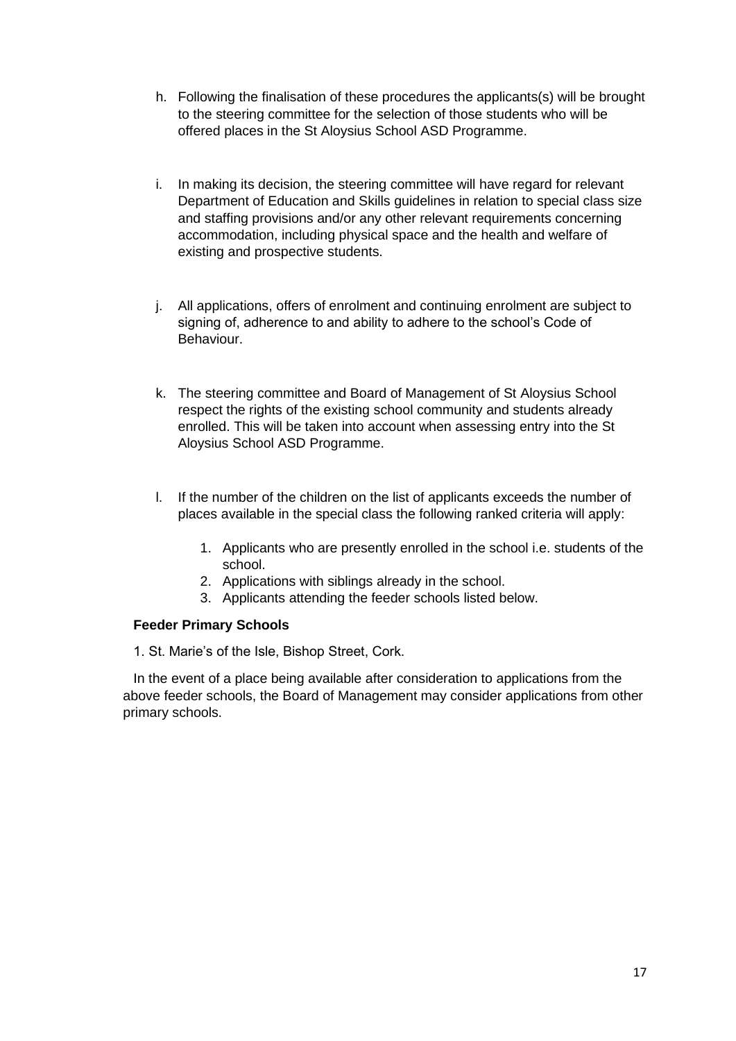h. Following the finalisation of these procedures the applicants(s) will be brought to the steering committee for the selection of those students who will be offered places in the St Aloysius School ASD Programme.

i. In making its decision, the steering committee will have regard for relevant Department of Education and Skills guidelines in relation to special class size and staffing provisions and/or any other relevant requirements concerning accommodation, including physical space and the health and welfare of existing and prospective students.

j. All applications, offers of enrolment and continuing enrolment are subject to signing of, adherence to and ability to adhere to the school's Code of Behaviour.

k. The steering committee and Board of Management of St Aloysius School respect the rights of the existing school community and students already enrolled. This will be taken into account when assessing entry into the St Aloysius School ASD Programme.

l. If the number of the children on the list of applicants exceeds the number of places available in the special class the following ranked criteria will apply:

   1. Applicants who are presently enrolled in the school i.e. students of the school.
   2. Applications with siblings already in the school.
   3. Applicants attending the feeder schools listed below.

**Feeder Primary Schools**

1. St. Marie's of the Isle, Bishop Street, Cork.

In the event of a place being available after consideration to applications from the above feeder schools, the Board of Management may consider applications from other primary schools.